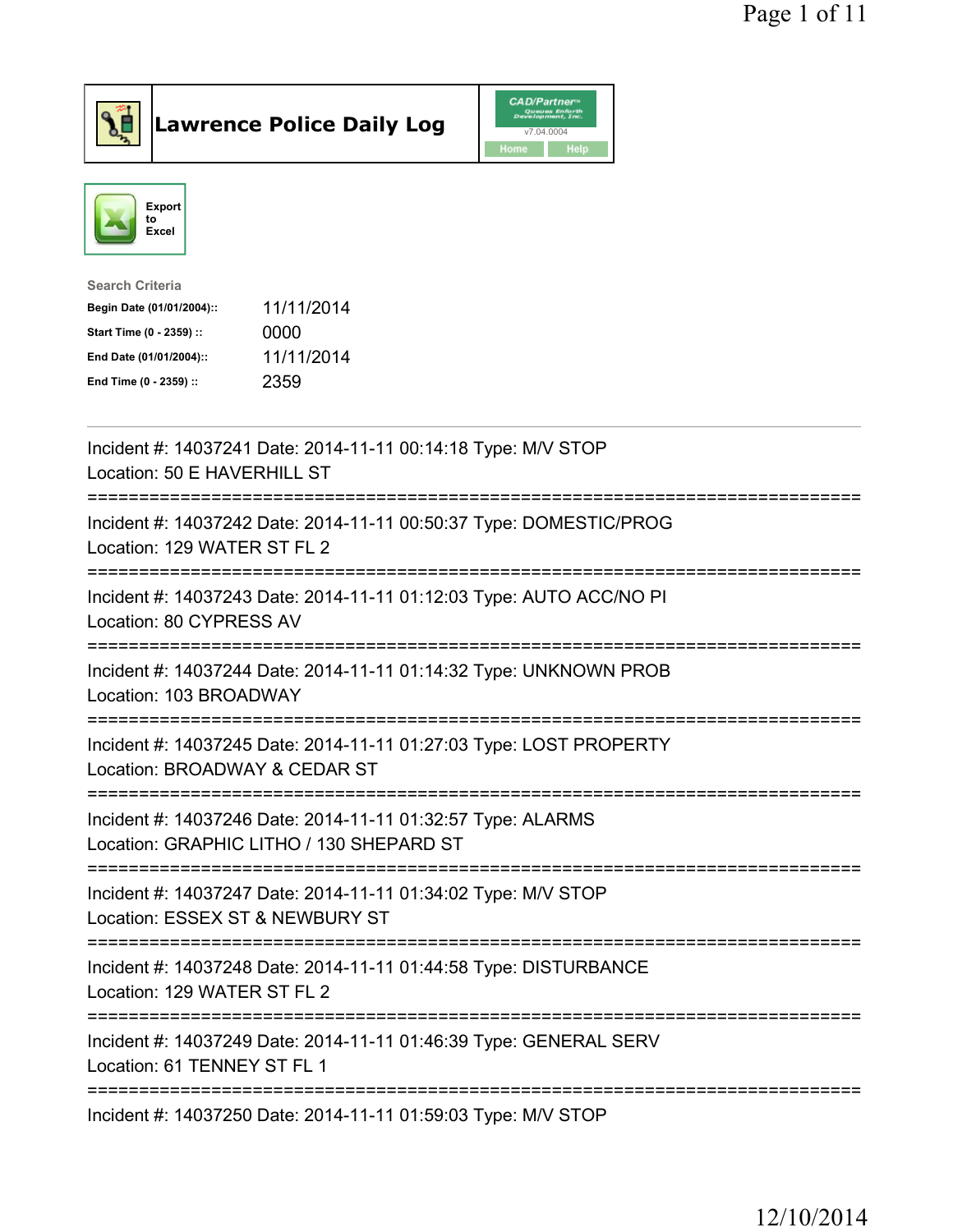# Lawrence Police Daily Log

Export to Excel

**Search Criteria**

| | |
|---|---|
| Begin Date (01/01/2004):: | 11/11/2014 |
| Start Time (0 - 2359) :: | 0000 |
| End Date (01/01/2004):: | 11/11/2014 |
| End Time (0 - 2359) :: | 2359 |

---

Incident #: 14037241 Date: 2014-11-11 00:14:18 Type: M/V STOP
Location: 50 E HAVERHILL ST

===========================================================================

Incident #: 14037242 Date: 2014-11-11 00:50:37 Type: DOMESTIC/PROG
Location: 129 WATER ST FL 2

===========================================================================

Incident #: 14037243 Date: 2014-11-11 01:12:03 Type: AUTO ACC/NO PI
Location: 80 CYPRESS AV

===========================================================================

Incident #: 14037244 Date: 2014-11-11 01:14:32 Type: UNKNOWN PROB
Location: 103 BROADWAY

===========================================================================

Incident #: 14037245 Date: 2014-11-11 01:27:03 Type: LOST PROPERTY
Location: BROADWAY & CEDAR ST

===========================================================================

Incident #: 14037246 Date: 2014-11-11 01:32:57 Type: ALARMS
Location: GRAPHIC LITHO / 130 SHEPARD ST

===========================================================================

Incident #: 14037247 Date: 2014-11-11 01:34:02 Type: M/V STOP
Location: ESSEX ST & NEWBURY ST

===========================================================================

Incident #: 14037248 Date: 2014-11-11 01:44:58 Type: DISTURBANCE
Location: 129 WATER ST FL 2

===========================================================================

Incident #: 14037249 Date: 2014-11-11 01:46:39 Type: GENERAL SERV
Location: 61 TENNEY ST FL 1

===========================================================================

Incident #: 14037250 Date: 2014-11-11 01:59:03 Type: M/V STOP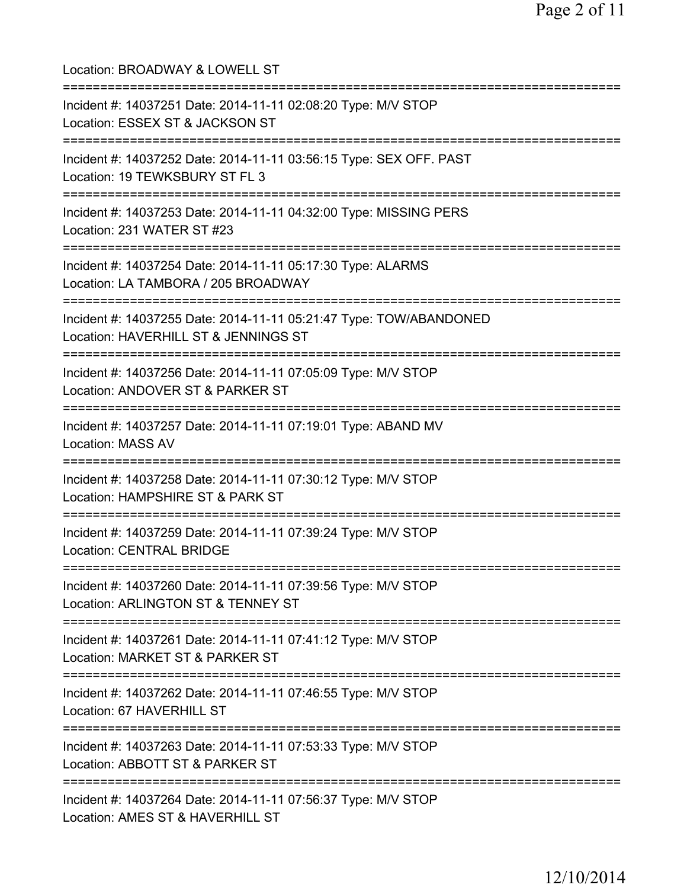Location: BROADWAY & LOWELL ST

===========================================================================

Incident #: 14037251 Date: 2014-11-11 02:08:20 Type: M/V STOP
Location: ESSEX ST & JACKSON ST

===========================================================================

Incident #: 14037252 Date: 2014-11-11 03:56:15 Type: SEX OFF. PAST
Location: 19 TEWKSBURY ST FL 3

===========================================================================

Incident #: 14037253 Date: 2014-11-11 04:32:00 Type: MISSING PERS
Location: 231 WATER ST #23

===========================================================================

Incident #: 14037254 Date: 2014-11-11 05:17:30 Type: ALARMS
Location: LA TAMBORA / 205 BROADWAY

===========================================================================

Incident #: 14037255 Date: 2014-11-11 05:21:47 Type: TOW/ABANDONED
Location: HAVERHILL ST & JENNINGS ST

===========================================================================

Incident #: 14037256 Date: 2014-11-11 07:05:09 Type: M/V STOP
Location: ANDOVER ST & PARKER ST

===========================================================================

Incident #: 14037257 Date: 2014-11-11 07:19:01 Type: ABAND MV
Location: MASS AV

===========================================================================

Incident #: 14037258 Date: 2014-11-11 07:30:12 Type: M/V STOP
Location: HAMPSHIRE ST & PARK ST

===========================================================================

Incident #: 14037259 Date: 2014-11-11 07:39:24 Type: M/V STOP
Location: CENTRAL BRIDGE

===========================================================================

Incident #: 14037260 Date: 2014-11-11 07:39:56 Type: M/V STOP
Location: ARLINGTON ST & TENNEY ST

===========================================================================

Incident #: 14037261 Date: 2014-11-11 07:41:12 Type: M/V STOP
Location: MARKET ST & PARKER ST

===========================================================================

Incident #: 14037262 Date: 2014-11-11 07:46:55 Type: M/V STOP
Location: 67 HAVERHILL ST

===========================================================================

Incident #: 14037263 Date: 2014-11-11 07:53:33 Type: M/V STOP
Location: ABBOTT ST & PARKER ST

===========================================================================

Incident #: 14037264 Date: 2014-11-11 07:56:37 Type: M/V STOP
Location: AMES ST & HAVERHILL ST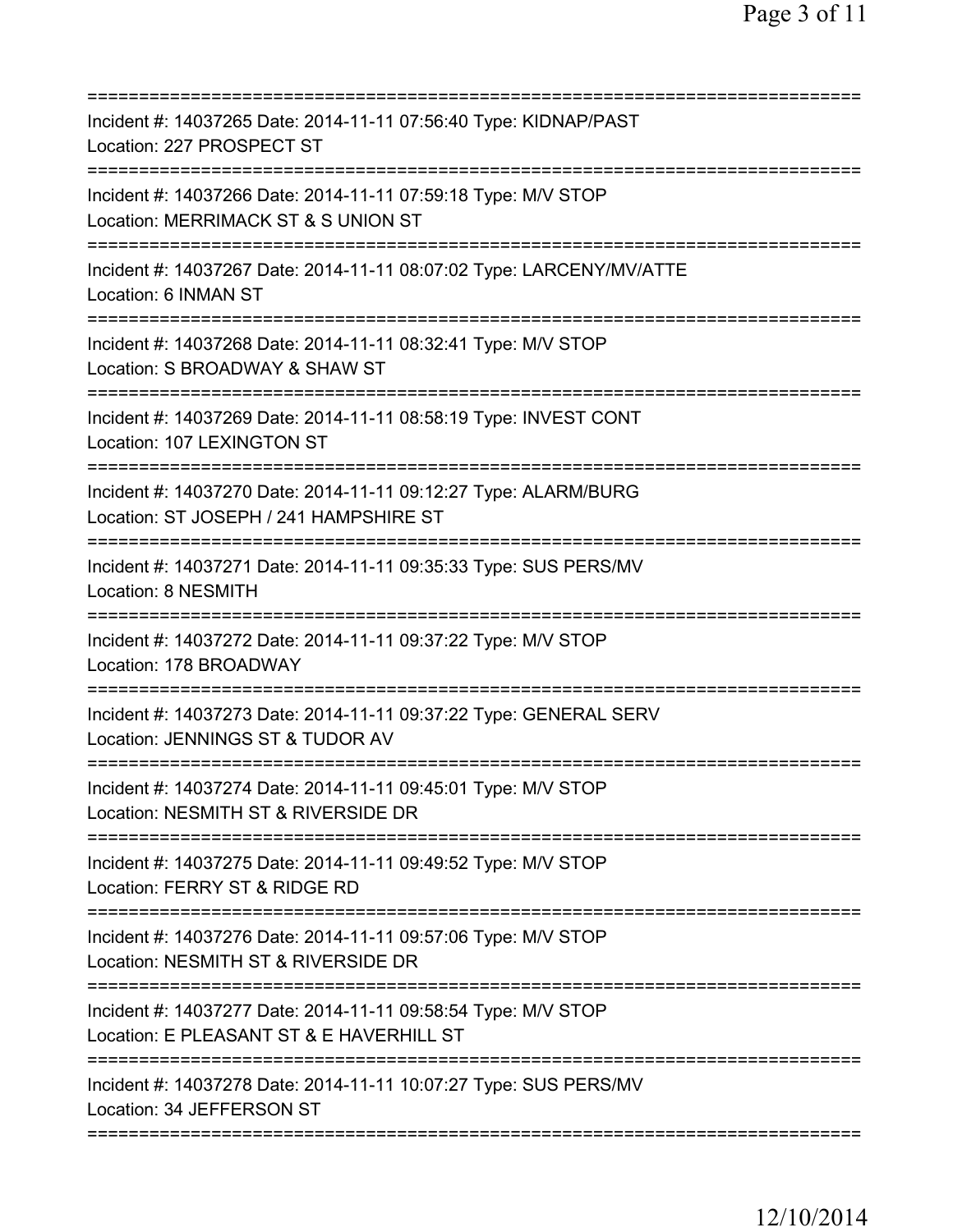==============================================================================
Incident #: 14037265 Date: 2014-11-11 07:56:40 Type: KIDNAP/PAST
Location: 227 PROSPECT ST
==============================================================================
Incident #: 14037266 Date: 2014-11-11 07:59:18 Type: M/V STOP
Location: MERRIMACK ST & S UNION ST
==============================================================================
Incident #: 14037267 Date: 2014-11-11 08:07:02 Type: LARCENY/MV/ATTE
Location: 6 INMAN ST
==============================================================================
Incident #: 14037268 Date: 2014-11-11 08:32:41 Type: M/V STOP
Location: S BROADWAY & SHAW ST
==============================================================================
Incident #: 14037269 Date: 2014-11-11 08:58:19 Type: INVEST CONT
Location: 107 LEXINGTON ST
==============================================================================
Incident #: 14037270 Date: 2014-11-11 09:12:27 Type: ALARM/BURG
Location: ST JOSEPH / 241 HAMPSHIRE ST
==============================================================================
Incident #: 14037271 Date: 2014-11-11 09:35:33 Type: SUS PERS/MV
Location: 8 NESMITH
==============================================================================
Incident #: 14037272 Date: 2014-11-11 09:37:22 Type: M/V STOP
Location: 178 BROADWAY
==============================================================================
Incident #: 14037273 Date: 2014-11-11 09:37:22 Type: GENERAL SERV
Location: JENNINGS ST & TUDOR AV
==============================================================================
Incident #: 14037274 Date: 2014-11-11 09:45:01 Type: M/V STOP
Location: NESMITH ST & RIVERSIDE DR
==============================================================================
Incident #: 14037275 Date: 2014-11-11 09:49:52 Type: M/V STOP
Location: FERRY ST & RIDGE RD
==============================================================================
Incident #: 14037276 Date: 2014-11-11 09:57:06 Type: M/V STOP
Location: NESMITH ST & RIVERSIDE DR
==============================================================================
Incident #: 14037277 Date: 2014-11-11 09:58:54 Type: M/V STOP
Location: E PLEASANT ST & E HAVERHILL ST
==============================================================================
Incident #: 14037278 Date: 2014-11-11 10:07:27 Type: SUS PERS/MV
Location: 34 JEFFERSON ST
==============================================================================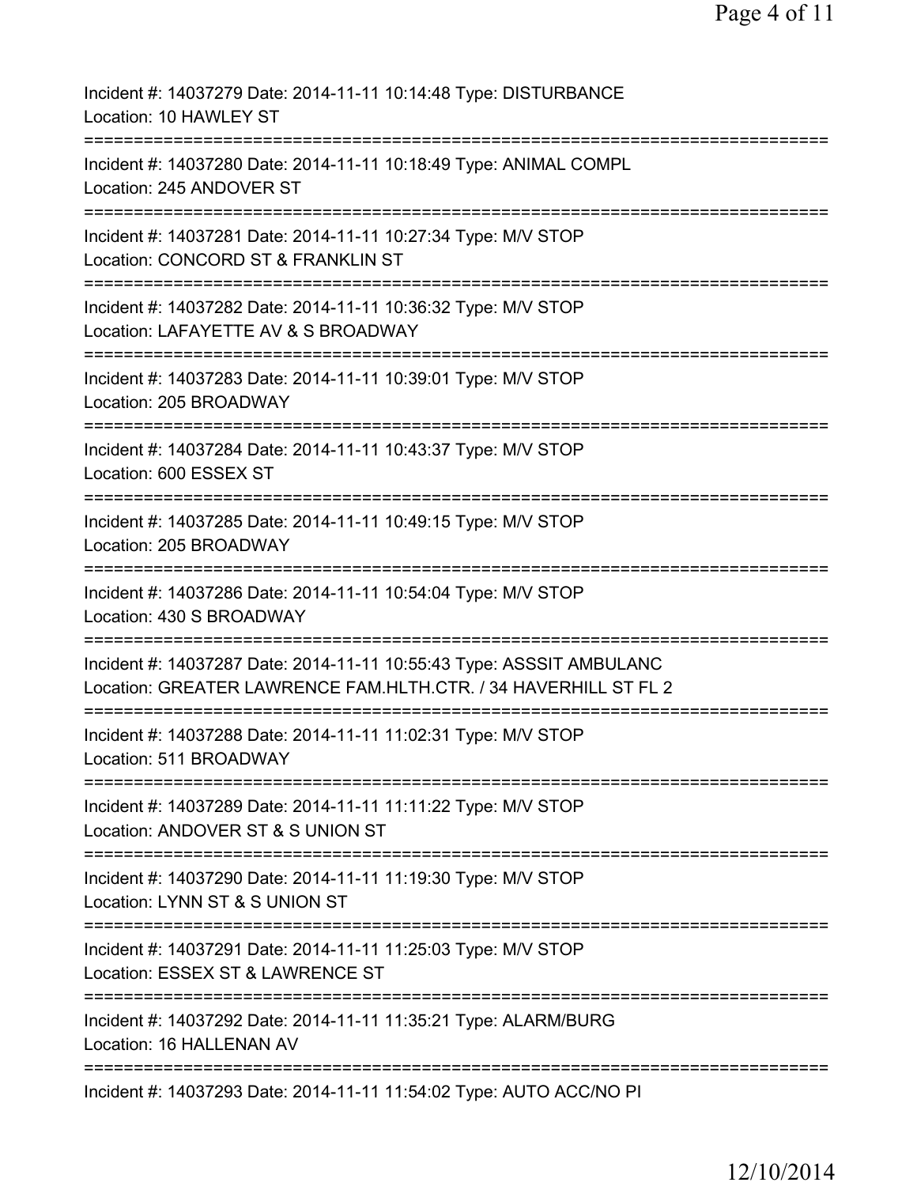Incident #: 14037279 Date: 2014-11-11 10:14:48 Type: DISTURBANCE
Location: 10 HAWLEY ST
===========================================================================
Incident #: 14037280 Date: 2014-11-11 10:18:49 Type: ANIMAL COMPL
Location: 245 ANDOVER ST
===========================================================================
Incident #: 14037281 Date: 2014-11-11 10:27:34 Type: M/V STOP
Location: CONCORD ST & FRANKLIN ST
===========================================================================
Incident #: 14037282 Date: 2014-11-11 10:36:32 Type: M/V STOP
Location: LAFAYETTE AV & S BROADWAY
===========================================================================
Incident #: 14037283 Date: 2014-11-11 10:39:01 Type: M/V STOP
Location: 205 BROADWAY
===========================================================================
Incident #: 14037284 Date: 2014-11-11 10:43:37 Type: M/V STOP
Location: 600 ESSEX ST
===========================================================================
Incident #: 14037285 Date: 2014-11-11 10:49:15 Type: M/V STOP
Location: 205 BROADWAY
===========================================================================
Incident #: 14037286 Date: 2014-11-11 10:54:04 Type: M/V STOP
Location: 430 S BROADWAY
===========================================================================
Incident #: 14037287 Date: 2014-11-11 10:55:43 Type: ASSSIT AMBULANC
Location: GREATER LAWRENCE FAM.HLTH.CTR. / 34 HAVERHILL ST FL 2
===========================================================================
Incident #: 14037288 Date: 2014-11-11 11:02:31 Type: M/V STOP
Location: 511 BROADWAY
===========================================================================
Incident #: 14037289 Date: 2014-11-11 11:11:22 Type: M/V STOP
Location: ANDOVER ST & S UNION ST
===========================================================================
Incident #: 14037290 Date: 2014-11-11 11:19:30 Type: M/V STOP
Location: LYNN ST & S UNION ST
===========================================================================
Incident #: 14037291 Date: 2014-11-11 11:25:03 Type: M/V STOP
Location: ESSEX ST & LAWRENCE ST
===========================================================================
Incident #: 14037292 Date: 2014-11-11 11:35:21 Type: ALARM/BURG
Location: 16 HALLENAN AV
===========================================================================
Incident #: 14037293 Date: 2014-11-11 11:54:02 Type: AUTO ACC/NO PI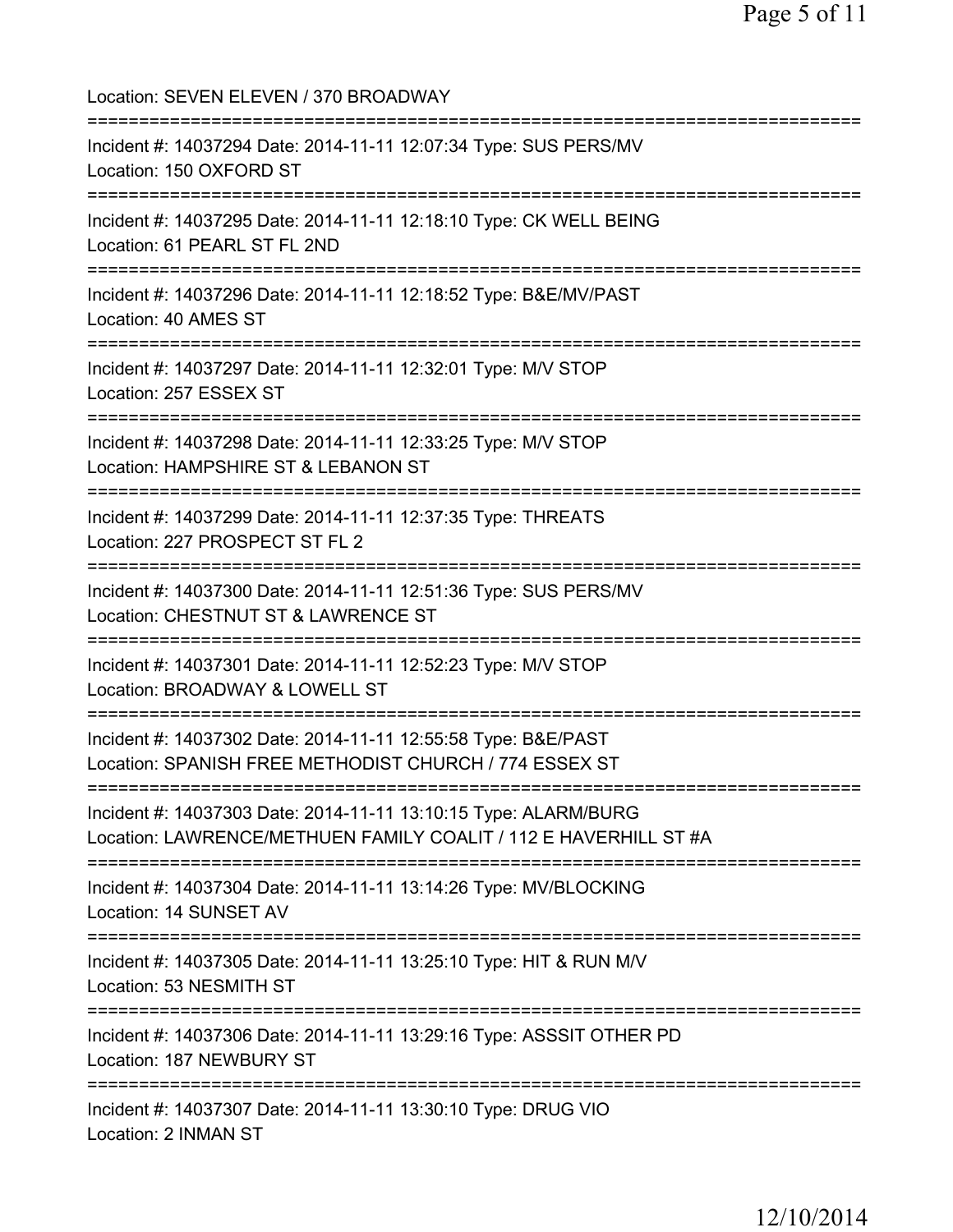Location: SEVEN ELEVEN / 370 BROADWAY

===========================================================================

Incident #: 14037294 Date: 2014-11-11 12:07:34 Type: SUS PERS/MV
Location: 150 OXFORD ST

===========================================================================

Incident #: 14037295 Date: 2014-11-11 12:18:10 Type: CK WELL BEING
Location: 61 PEARL ST FL 2ND

===========================================================================

Incident #: 14037296 Date: 2014-11-11 12:18:52 Type: B&E/MV/PAST
Location: 40 AMES ST

===========================================================================

Incident #: 14037297 Date: 2014-11-11 12:32:01 Type: M/V STOP
Location: 257 ESSEX ST

===========================================================================

Incident #: 14037298 Date: 2014-11-11 12:33:25 Type: M/V STOP
Location: HAMPSHIRE ST & LEBANON ST

===========================================================================

Incident #: 14037299 Date: 2014-11-11 12:37:35 Type: THREATS
Location: 227 PROSPECT ST FL 2

===========================================================================

Incident #: 14037300 Date: 2014-11-11 12:51:36 Type: SUS PERS/MV
Location: CHESTNUT ST & LAWRENCE ST

===========================================================================

Incident #: 14037301 Date: 2014-11-11 12:52:23 Type: M/V STOP
Location: BROADWAY & LOWELL ST

===========================================================================

Incident #: 14037302 Date: 2014-11-11 12:55:58 Type: B&E/PAST
Location: SPANISH FREE METHODIST CHURCH / 774 ESSEX ST

===========================================================================

Incident #: 14037303 Date: 2014-11-11 13:10:15 Type: ALARM/BURG
Location: LAWRENCE/METHUEN FAMILY COALIT / 112 E HAVERHILL ST #A

===========================================================================

Incident #: 14037304 Date: 2014-11-11 13:14:26 Type: MV/BLOCKING
Location: 14 SUNSET AV

===========================================================================

Incident #: 14037305 Date: 2014-11-11 13:25:10 Type: HIT & RUN M/V
Location: 53 NESMITH ST

===========================================================================

Incident #: 14037306 Date: 2014-11-11 13:29:16 Type: ASSSIT OTHER PD
Location: 187 NEWBURY ST

===========================================================================

Incident #: 14037307 Date: 2014-11-11 13:30:10 Type: DRUG VIO
Location: 2 INMAN ST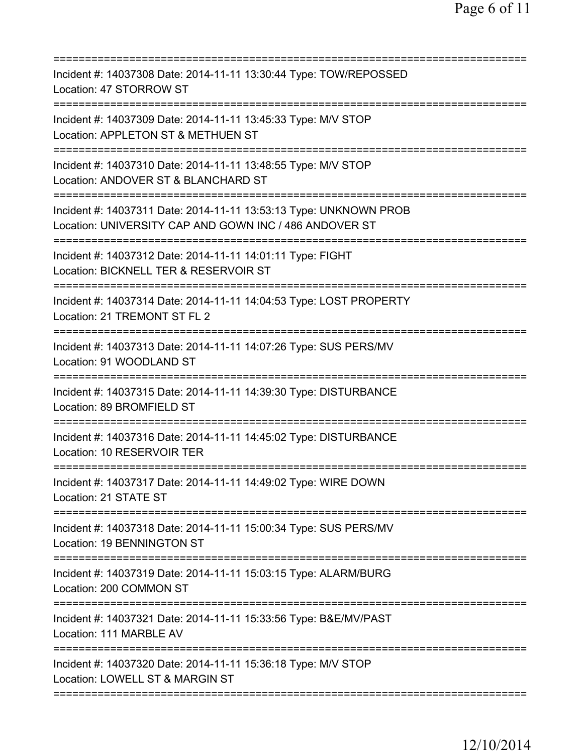===========================================================================

Incident #: 14037308 Date: 2014-11-11 13:30:44 Type: TOW/REPOSSED
Location: 47 STORROW ST

===========================================================================

Incident #: 14037309 Date: 2014-11-11 13:45:33 Type: M/V STOP
Location: APPLETON ST & METHUEN ST

===========================================================================

Incident #: 14037310 Date: 2014-11-11 13:48:55 Type: M/V STOP
Location: ANDOVER ST & BLANCHARD ST

===========================================================================

Incident #: 14037311 Date: 2014-11-11 13:53:13 Type: UNKNOWN PROB
Location: UNIVERSITY CAP AND GOWN INC / 486 ANDOVER ST

===========================================================================

Incident #: 14037312 Date: 2014-11-11 14:01:11 Type: FIGHT
Location: BICKNELL TER & RESERVOIR ST

===========================================================================

Incident #: 14037314 Date: 2014-11-11 14:04:53 Type: LOST PROPERTY
Location: 21 TREMONT ST FL 2

===========================================================================

Incident #: 14037313 Date: 2014-11-11 14:07:26 Type: SUS PERS/MV
Location: 91 WOODLAND ST

===========================================================================

Incident #: 14037315 Date: 2014-11-11 14:39:30 Type: DISTURBANCE
Location: 89 BROMFIELD ST

===========================================================================

Incident #: 14037316 Date: 2014-11-11 14:45:02 Type: DISTURBANCE
Location: 10 RESERVOIR TER

===========================================================================

Incident #: 14037317 Date: 2014-11-11 14:49:02 Type: WIRE DOWN
Location: 21 STATE ST

===========================================================================

Incident #: 14037318 Date: 2014-11-11 15:00:34 Type: SUS PERS/MV
Location: 19 BENNINGTON ST

===========================================================================

Incident #: 14037319 Date: 2014-11-11 15:03:15 Type: ALARM/BURG
Location: 200 COMMON ST

===========================================================================

Incident #: 14037321 Date: 2014-11-11 15:33:56 Type: B&E/MV/PAST
Location: 111 MARBLE AV

===========================================================================

Incident #: 14037320 Date: 2014-11-11 15:36:18 Type: M/V STOP
Location: LOWELL ST & MARGIN ST

===========================================================================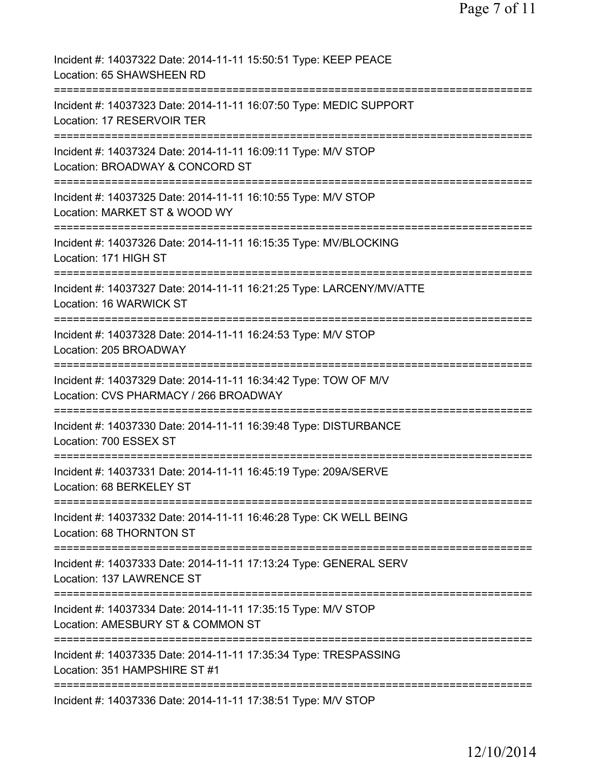Incident #: 14037322 Date: 2014-11-11 15:50:51 Type: KEEP PEACE
Location: 65 SHAWSHEEN RD
===========================================================================
Incident #: 14037323 Date: 2014-11-11 16:07:50 Type: MEDIC SUPPORT
Location: 17 RESERVOIR TER
===========================================================================
Incident #: 14037324 Date: 2014-11-11 16:09:11 Type: M/V STOP
Location: BROADWAY & CONCORD ST
===========================================================================
Incident #: 14037325 Date: 2014-11-11 16:10:55 Type: M/V STOP
Location: MARKET ST & WOOD WY
===========================================================================
Incident #: 14037326 Date: 2014-11-11 16:15:35 Type: MV/BLOCKING
Location: 171 HIGH ST
===========================================================================
Incident #: 14037327 Date: 2014-11-11 16:21:25 Type: LARCENY/MV/ATTE
Location: 16 WARWICK ST
===========================================================================
Incident #: 14037328 Date: 2014-11-11 16:24:53 Type: M/V STOP
Location: 205 BROADWAY
===========================================================================
Incident #: 14037329 Date: 2014-11-11 16:34:42 Type: TOW OF M/V
Location: CVS PHARMACY / 266 BROADWAY
===========================================================================
Incident #: 14037330 Date: 2014-11-11 16:39:48 Type: DISTURBANCE
Location: 700 ESSEX ST
===========================================================================
Incident #: 14037331 Date: 2014-11-11 16:45:19 Type: 209A/SERVE
Location: 68 BERKELEY ST
===========================================================================
Incident #: 14037332 Date: 2014-11-11 16:46:28 Type: CK WELL BEING
Location: 68 THORNTON ST
===========================================================================
Incident #: 14037333 Date: 2014-11-11 17:13:24 Type: GENERAL SERV
Location: 137 LAWRENCE ST
===========================================================================
Incident #: 14037334 Date: 2014-11-11 17:35:15 Type: M/V STOP
Location: AMESBURY ST & COMMON ST
===========================================================================
Incident #: 14037335 Date: 2014-11-11 17:35:34 Type: TRESPASSING
Location: 351 HAMPSHIRE ST #1
===========================================================================
Incident #: 14037336 Date: 2014-11-11 17:38:51 Type: M/V STOP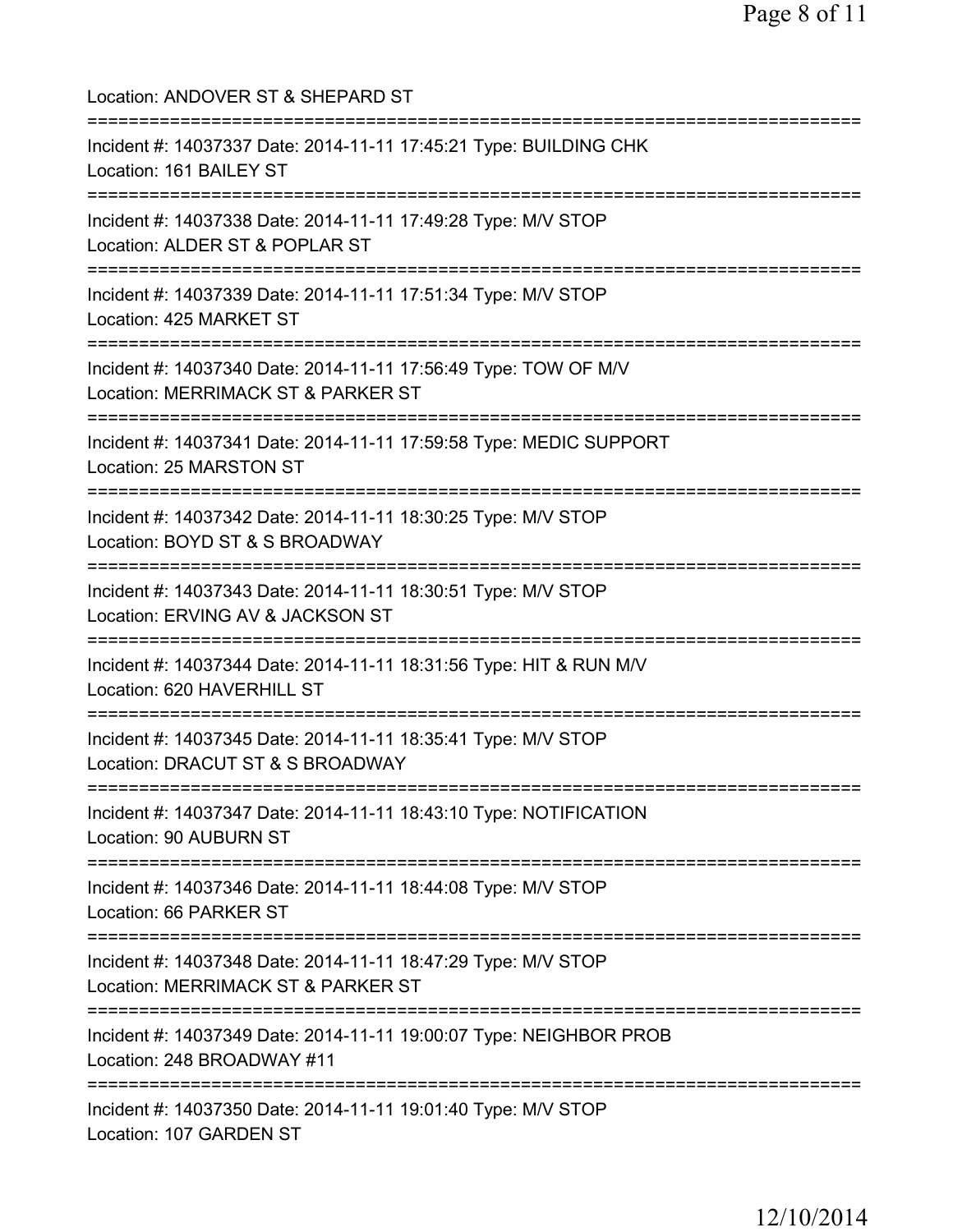Location: ANDOVER ST & SHEPARD ST

===========================================================================

Incident #: 14037337 Date: 2014-11-11 17:45:21 Type: BUILDING CHK
Location: 161 BAILEY ST

===========================================================================

Incident #: 14037338 Date: 2014-11-11 17:49:28 Type: M/V STOP
Location: ALDER ST & POPLAR ST

===========================================================================

Incident #: 14037339 Date: 2014-11-11 17:51:34 Type: M/V STOP
Location: 425 MARKET ST

===========================================================================

Incident #: 14037340 Date: 2014-11-11 17:56:49 Type: TOW OF M/V
Location: MERRIMACK ST & PARKER ST

===========================================================================

Incident #: 14037341 Date: 2014-11-11 17:59:58 Type: MEDIC SUPPORT
Location: 25 MARSTON ST

===========================================================================

Incident #: 14037342 Date: 2014-11-11 18:30:25 Type: M/V STOP
Location: BOYD ST & S BROADWAY

===========================================================================

Incident #: 14037343 Date: 2014-11-11 18:30:51 Type: M/V STOP
Location: ERVING AV & JACKSON ST

===========================================================================

Incident #: 14037344 Date: 2014-11-11 18:31:56 Type: HIT & RUN M/V
Location: 620 HAVERHILL ST

===========================================================================

Incident #: 14037345 Date: 2014-11-11 18:35:41 Type: M/V STOP
Location: DRACUT ST & S BROADWAY

===========================================================================

Incident #: 14037347 Date: 2014-11-11 18:43:10 Type: NOTIFICATION
Location: 90 AUBURN ST

===========================================================================

Incident #: 14037346 Date: 2014-11-11 18:44:08 Type: M/V STOP
Location: 66 PARKER ST

===========================================================================

Incident #: 14037348 Date: 2014-11-11 18:47:29 Type: M/V STOP
Location: MERRIMACK ST & PARKER ST

===========================================================================

Incident #: 14037349 Date: 2014-11-11 19:00:07 Type: NEIGHBOR PROB
Location: 248 BROADWAY #11

===========================================================================

Incident #: 14037350 Date: 2014-11-11 19:01:40 Type: M/V STOP
Location: 107 GARDEN ST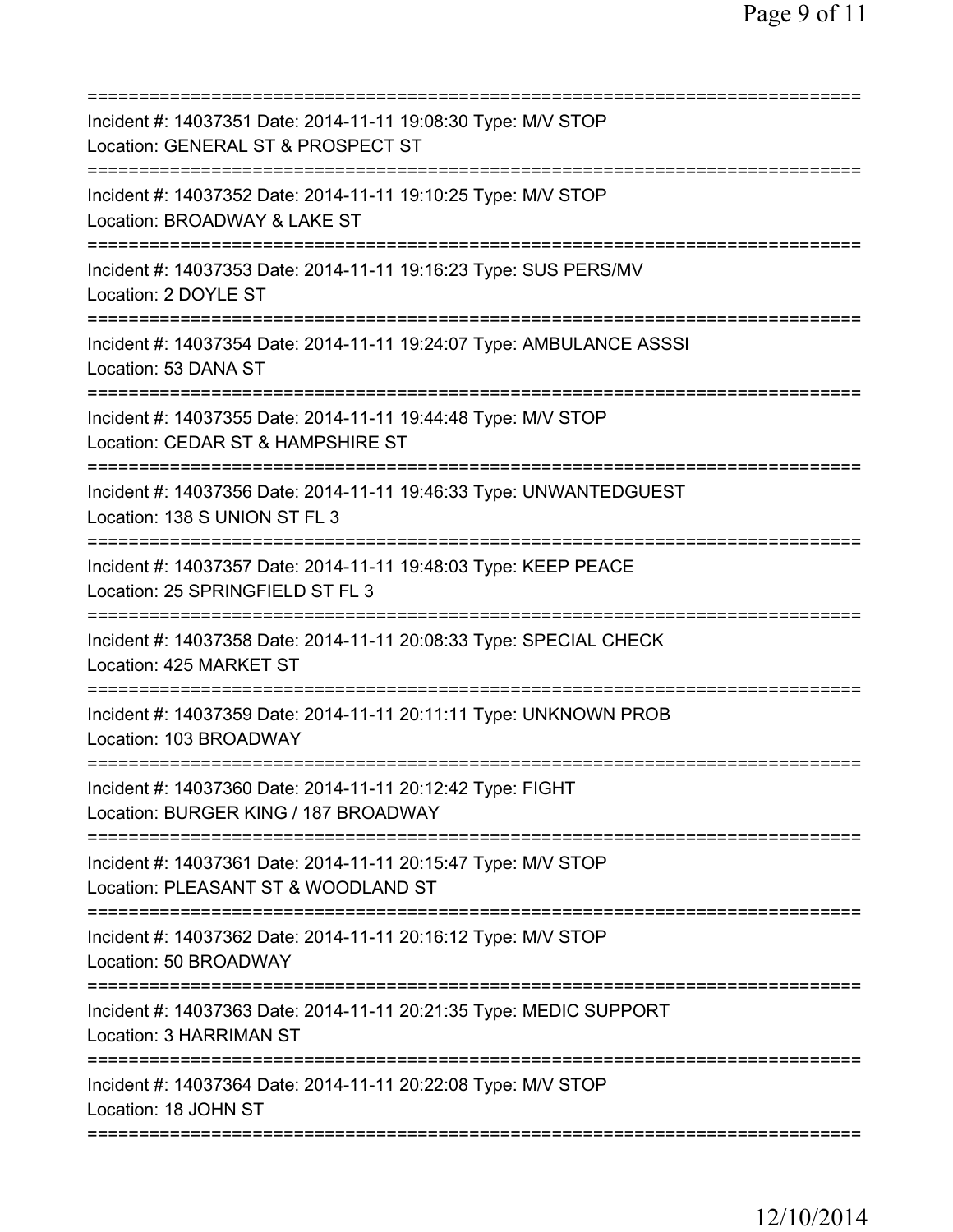===========================================================================
Incident #: 14037351 Date: 2014-11-11 19:08:30 Type: M/V STOP
Location: GENERAL ST & PROSPECT ST
===========================================================================
Incident #: 14037352 Date: 2014-11-11 19:10:25 Type: M/V STOP
Location: BROADWAY & LAKE ST
===========================================================================
Incident #: 14037353 Date: 2014-11-11 19:16:23 Type: SUS PERS/MV
Location: 2 DOYLE ST
===========================================================================
Incident #: 14037354 Date: 2014-11-11 19:24:07 Type: AMBULANCE ASSSI
Location: 53 DANA ST
===========================================================================
Incident #: 14037355 Date: 2014-11-11 19:44:48 Type: M/V STOP
Location: CEDAR ST & HAMPSHIRE ST
===========================================================================
Incident #: 14037356 Date: 2014-11-11 19:46:33 Type: UNWANTEDGUEST
Location: 138 S UNION ST FL 3
===========================================================================
Incident #: 14037357 Date: 2014-11-11 19:48:03 Type: KEEP PEACE
Location: 25 SPRINGFIELD ST FL 3
===========================================================================
Incident #: 14037358 Date: 2014-11-11 20:08:33 Type: SPECIAL CHECK
Location: 425 MARKET ST
===========================================================================
Incident #: 14037359 Date: 2014-11-11 20:11:11 Type: UNKNOWN PROB
Location: 103 BROADWAY
===========================================================================
Incident #: 14037360 Date: 2014-11-11 20:12:42 Type: FIGHT
Location: BURGER KING / 187 BROADWAY
===========================================================================
Incident #: 14037361 Date: 2014-11-11 20:15:47 Type: M/V STOP
Location: PLEASANT ST & WOODLAND ST
===========================================================================
Incident #: 14037362 Date: 2014-11-11 20:16:12 Type: M/V STOP
Location: 50 BROADWAY
===========================================================================
Incident #: 14037363 Date: 2014-11-11 20:21:35 Type: MEDIC SUPPORT
Location: 3 HARRIMAN ST
===========================================================================
Incident #: 14037364 Date: 2014-11-11 20:22:08 Type: M/V STOP
Location: 18 JOHN ST
===========================================================================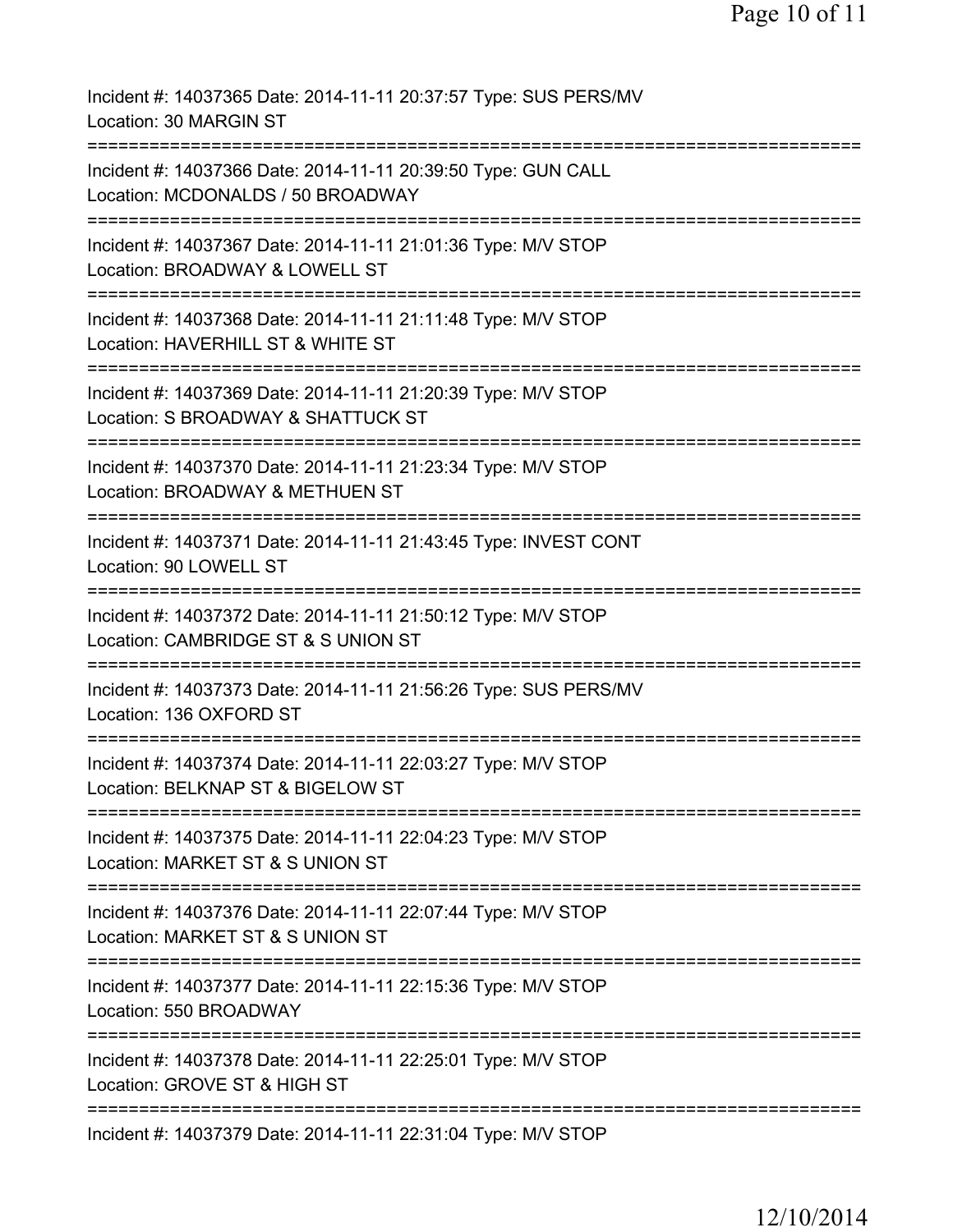Incident #: 14037365 Date: 2014-11-11 20:37:57 Type: SUS PERS/MV
Location: 30 MARGIN ST
===========================================================================
Incident #: 14037366 Date: 2014-11-11 20:39:50 Type: GUN CALL
Location: MCDONALDS / 50 BROADWAY
===========================================================================
Incident #: 14037367 Date: 2014-11-11 21:01:36 Type: M/V STOP
Location: BROADWAY & LOWELL ST
===========================================================================
Incident #: 14037368 Date: 2014-11-11 21:11:48 Type: M/V STOP
Location: HAVERHILL ST & WHITE ST
===========================================================================
Incident #: 14037369 Date: 2014-11-11 21:20:39 Type: M/V STOP
Location: S BROADWAY & SHATTUCK ST
===========================================================================
Incident #: 14037370 Date: 2014-11-11 21:23:34 Type: M/V STOP
Location: BROADWAY & METHUEN ST
===========================================================================
Incident #: 14037371 Date: 2014-11-11 21:43:45 Type: INVEST CONT
Location: 90 LOWELL ST
===========================================================================
Incident #: 14037372 Date: 2014-11-11 21:50:12 Type: M/V STOP
Location: CAMBRIDGE ST & S UNION ST
===========================================================================
Incident #: 14037373 Date: 2014-11-11 21:56:26 Type: SUS PERS/MV
Location: 136 OXFORD ST
===========================================================================
Incident #: 14037374 Date: 2014-11-11 22:03:27 Type: M/V STOP
Location: BELKNAP ST & BIGELOW ST
===========================================================================
Incident #: 14037375 Date: 2014-11-11 22:04:23 Type: M/V STOP
Location: MARKET ST & S UNION ST
===========================================================================
Incident #: 14037376 Date: 2014-11-11 22:07:44 Type: M/V STOP
Location: MARKET ST & S UNION ST
===========================================================================
Incident #: 14037377 Date: 2014-11-11 22:15:36 Type: M/V STOP
Location: 550 BROADWAY
===========================================================================
Incident #: 14037378 Date: 2014-11-11 22:25:01 Type: M/V STOP
Location: GROVE ST & HIGH ST
===========================================================================
Incident #: 14037379 Date: 2014-11-11 22:31:04 Type: M/V STOP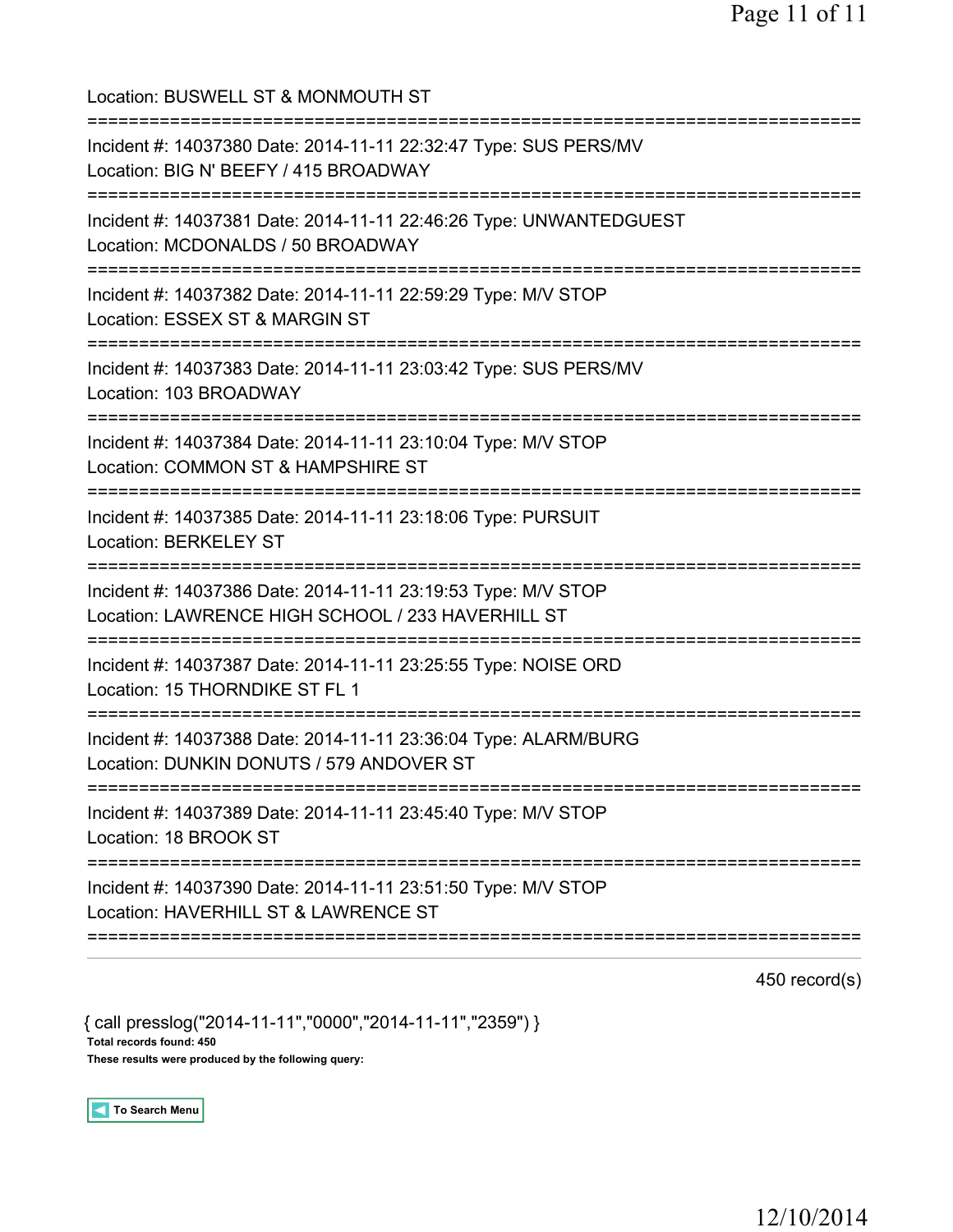Location: BUSWELL ST & MONMOUTH ST

===========================================================================

Incident #: 14037380 Date: 2014-11-11 22:32:47 Type: SUS PERS/MV
Location: BIG N' BEEFY / 415 BROADWAY

===========================================================================

Incident #: 14037381 Date: 2014-11-11 22:46:26 Type: UNWANTEDGUEST
Location: MCDONALDS / 50 BROADWAY

===========================================================================

Incident #: 14037382 Date: 2014-11-11 22:59:29 Type: M/V STOP
Location: ESSEX ST & MARGIN ST

===========================================================================

Incident #: 14037383 Date: 2014-11-11 23:03:42 Type: SUS PERS/MV
Location: 103 BROADWAY

===========================================================================

Incident #: 14037384 Date: 2014-11-11 23:10:04 Type: M/V STOP
Location: COMMON ST & HAMPSHIRE ST

===========================================================================

Incident #: 14037385 Date: 2014-11-11 23:18:06 Type: PURSUIT
Location: BERKELEY ST

===========================================================================

Incident #: 14037386 Date: 2014-11-11 23:19:53 Type: M/V STOP
Location: LAWRENCE HIGH SCHOOL / 233 HAVERHILL ST

===========================================================================

Incident #: 14037387 Date: 2014-11-11 23:25:55 Type: NOISE ORD
Location: 15 THORNDIKE ST FL 1

===========================================================================

Incident #: 14037388 Date: 2014-11-11 23:36:04 Type: ALARM/BURG
Location: DUNKIN DONUTS / 579 ANDOVER ST

===========================================================================

Incident #: 14037389 Date: 2014-11-11 23:45:40 Type: M/V STOP
Location: 18 BROOK ST

===========================================================================

Incident #: 14037390 Date: 2014-11-11 23:51:50 Type: M/V STOP
Location: HAVERHILL ST & LAWRENCE ST

===========================================================================

450 record(s)

{ call presslog("2014-11-11","0000","2014-11-11","2359") }

**Total records found: 450**

**These results were produced by the following query:**

To Search Menu

12/10/2014